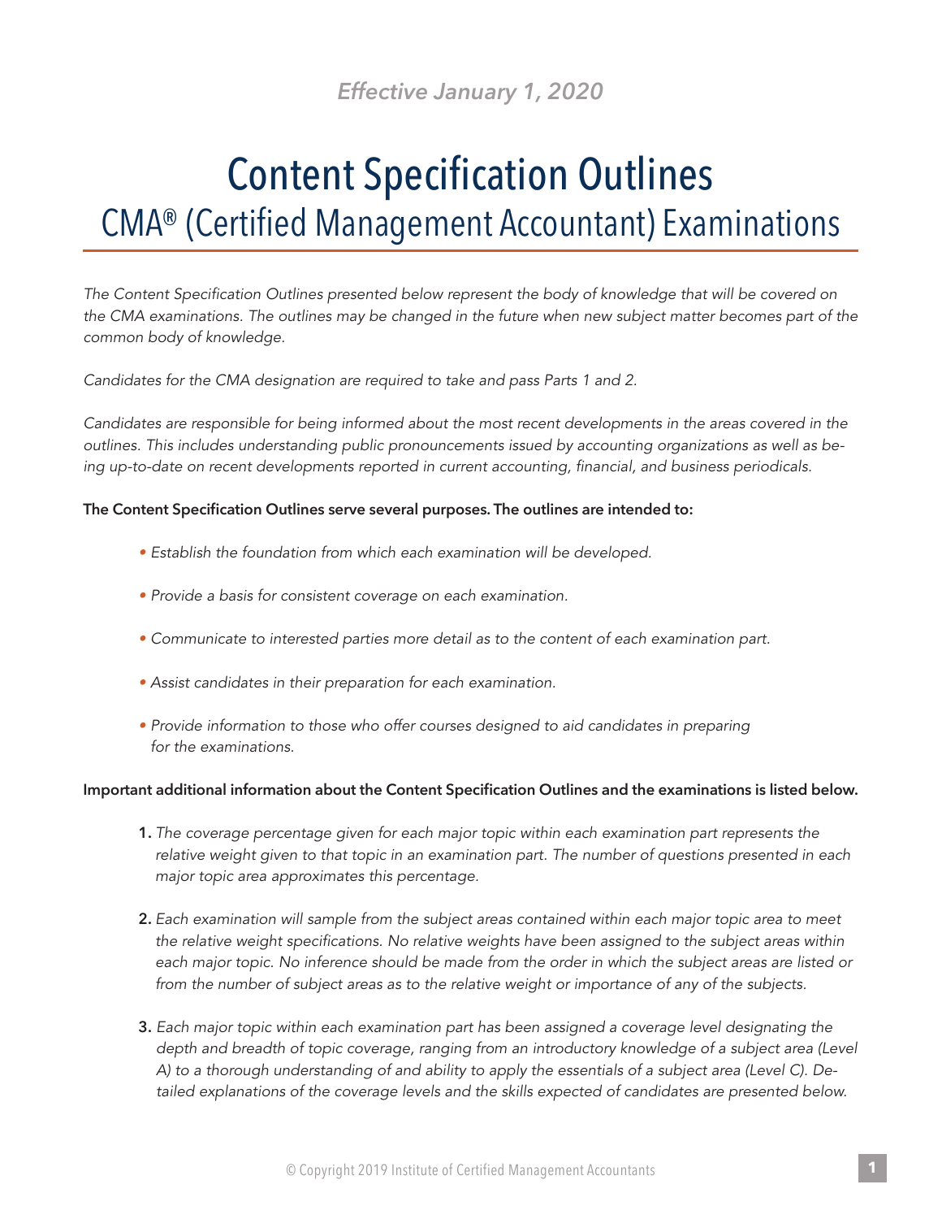*Effective January 1, 2020*

# Content Specification Outlines

## CMA® (Certified Management Accountant) Examinations

*The Content Specification Outlines presented below represent the body of knowledge that will be covered on the CMA examinations. The outlines may be changed in the future when new subject matter becomes part of the common body of knowledge.*

*Candidates for the CMA designation are required to take and pass Parts 1 and 2.*

*Candidates are responsible for being informed about the most recent developments in the areas covered in the outlines. This includes understanding public pronouncements issued by accounting organizations as well as being up-to-date on recent developments reported in current accounting, financial, and business periodicals.*

**The Content Specification Outlines serve several purposes. The outlines are intended to:**

- *Establish the foundation from which each examination will be developed.*
- *Provide a basis for consistent coverage on each examination.*
- *Communicate to interested parties more detail as to the content of each examination part.*
- *Assist candidates in their preparation for each examination.*
- *Provide information to those who offer courses designed to aid candidates in preparing for the examinations.*

**Important additional information about the Content Specification Outlines and the examinations is listed below.**

1. *The coverage percentage given for each major topic within each examination part represents the relative weight given to that topic in an examination part. The number of questions presented in each major topic area approximates this percentage.*
2. *Each examination will sample from the subject areas contained within each major topic area to meet the relative weight specifications. No relative weights have been assigned to the subject areas within each major topic. No inference should be made from the order in which the subject areas are listed or from the number of subject areas as to the relative weight or importance of any of the subjects.*
3. *Each major topic within each examination part has been assigned a coverage level designating the depth and breadth of topic coverage, ranging from an introductory knowledge of a subject area (Level A) to a thorough understanding of and ability to apply the essentials of a subject area (Level C). Detailed explanations of the coverage levels and the skills expected of candidates are presented below.*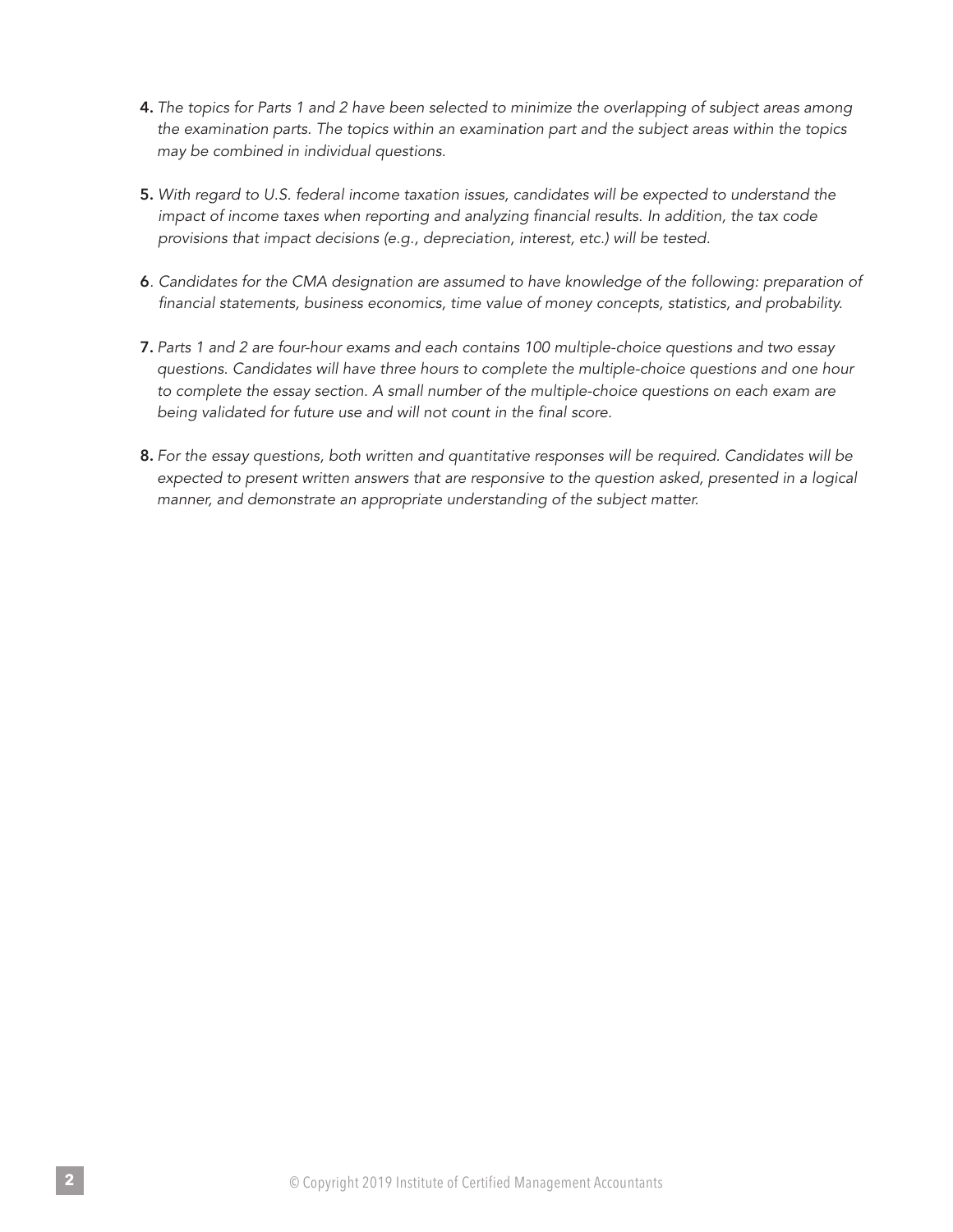4. *The topics for Parts 1 and 2 have been selected to minimize the overlapping of subject areas among the examination parts. The topics within an examination part and the subject areas within the topics may be combined in individual questions.*

5. *With regard to U.S. federal income taxation issues, candidates will be expected to understand the impact of income taxes when reporting and analyzing financial results. In addition, the tax code provisions that impact decisions (e.g., depreciation, interest, etc.) will be tested.*

6. *Candidates for the CMA designation are assumed to have knowledge of the following: preparation of financial statements, business economics, time value of money concepts, statistics, and probability.*

7. *Parts 1 and 2 are four-hour exams and each contains 100 multiple-choice questions and two essay questions. Candidates will have three hours to complete the multiple-choice questions and one hour to complete the essay section. A small number of the multiple-choice questions on each exam are being validated for future use and will not count in the final score.*

8. *For the essay questions, both written and quantitative responses will be required. Candidates will be expected to present written answers that are responsive to the question asked, presented in a logical manner, and demonstrate an appropriate understanding of the subject matter.*

© Copyright 2019 Institute of Certified Management Accountants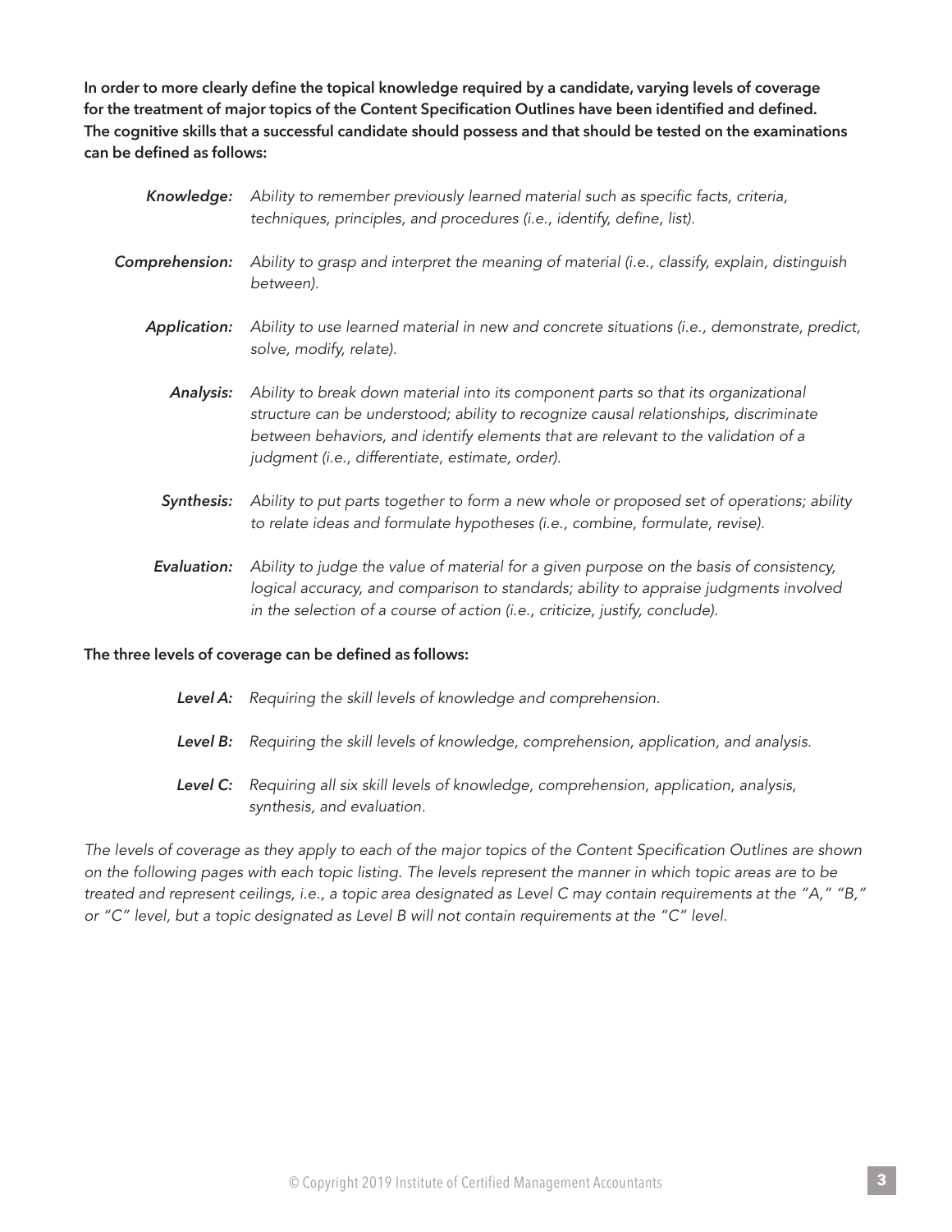**In order to more clearly define the topical knowledge required by a candidate, varying levels of coverage for the treatment of major topics of the Content Specification Outlines have been identified and defined. The cognitive skills that a successful candidate should possess and that should be tested on the examinations can be defined as follows:**

***Knowledge:*** *Ability to remember previously learned material such as specific facts, criteria, techniques, principles, and procedures (i.e., identify, define, list).*

***Comprehension:*** *Ability to grasp and interpret the meaning of material (i.e., classify, explain, distinguish between).*

***Application:*** *Ability to use learned material in new and concrete situations (i.e., demonstrate, predict, solve, modify, relate).*

***Analysis:*** *Ability to break down material into its component parts so that its organizational structure can be understood; ability to recognize causal relationships, discriminate between behaviors, and identify elements that are relevant to the validation of a judgment (i.e., differentiate, estimate, order).*

***Synthesis:*** *Ability to put parts together to form a new whole or proposed set of operations; ability to relate ideas and formulate hypotheses (i.e., combine, formulate, revise).*

***Evaluation:*** *Ability to judge the value of material for a given purpose on the basis of consistency, logical accuracy, and comparison to standards; ability to appraise judgments involved in the selection of a course of action (i.e., criticize, justify, conclude).*

**The three levels of coverage can be defined as follows:**

***Level A:*** *Requiring the skill levels of knowledge and comprehension.*

***Level B:*** *Requiring the skill levels of knowledge, comprehension, application, and analysis.*

***Level C:*** *Requiring all six skill levels of knowledge, comprehension, application, analysis, synthesis, and evaluation.*

*The levels of coverage as they apply to each of the major topics of the Content Specification Outlines are shown on the following pages with each topic listing. The levels represent the manner in which topic areas are to be treated and represent ceilings, i.e., a topic area designated as Level C may contain requirements at the "A," "B," or "C" level, but a topic designated as Level B will not contain requirements at the "C" level.*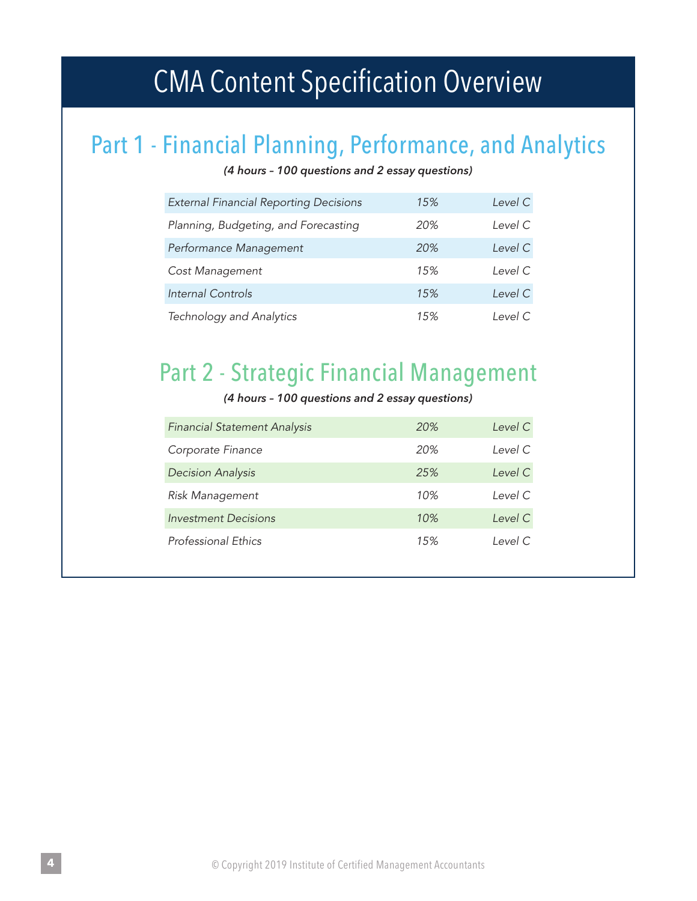# CMA Content Specification Overview

## Part 1 - Financial Planning, Performance, and Analytics

***(4 hours – 100 questions and 2 essay questions)***

| | | |
|---|---|---|
| *External Financial Reporting Decisions* | *15%* | *Level C* |
| *Planning, Budgeting, and Forecasting* | *20%* | *Level C* |
| *Performance Management* | *20%* | *Level C* |
| *Cost Management* | *15%* | *Level C* |
| *Internal Controls* | *15%* | *Level C* |
| *Technology and Analytics* | *15%* | *Level C* |

## Part 2 - Strategic Financial Management

***(4 hours – 100 questions and 2 essay questions)***

| | | |
|---|---|---|
| *Financial Statement Analysis* | *20%* | *Level C* |
| *Corporate Finance* | *20%* | *Level C* |
| *Decision Analysis* | *25%* | *Level C* |
| *Risk Management* | *10%* | *Level C* |
| *Investment Decisions* | *10%* | *Level C* |
| *Professional Ethics* | *15%* | *Level C* |

© Copyright 2019 Institute of Certified Management Accountants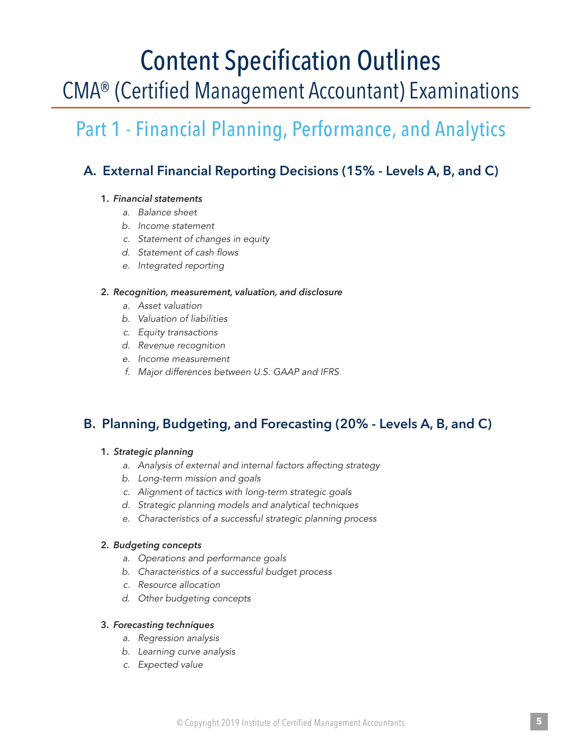# Content Specification Outlines

## CMA® (Certified Management Accountant) Examinations

## Part 1 - Financial Planning, Performance, and Analytics

### A. External Financial Reporting Decisions (15% - Levels A, B, and C)

1. ***Financial statements***
    - *a. Balance sheet*
    - *b. Income statement*
    - *c. Statement of changes in equity*
    - *d. Statement of cash flows*
    - *e. Integrated reporting*

2. ***Recognition, measurement, valuation, and disclosure***
    - *a. Asset valuation*
    - *b. Valuation of liabilities*
    - *c. Equity transactions*
    - *d. Revenue recognition*
    - *e. Income measurement*
    - *f. Major differences between U.S. GAAP and IFRS*

### B. Planning, Budgeting, and Forecasting (20% - Levels A, B, and C)

1. ***Strategic planning***
    - *a. Analysis of external and internal factors affecting strategy*
    - *b. Long-term mission and goals*
    - *c. Alignment of tactics with long-term strategic goals*
    - *d. Strategic planning models and analytical techniques*
    - *e. Characteristics of a successful strategic planning process*

2. ***Budgeting concepts***
    - *a. Operations and performance goals*
    - *b. Characteristics of a successful budget process*
    - *c. Resource allocation*
    - *d. Other budgeting concepts*

3. ***Forecasting techniques***
    - *a. Regression analysis*
    - *b. Learning curve analysis*
    - *c. Expected value*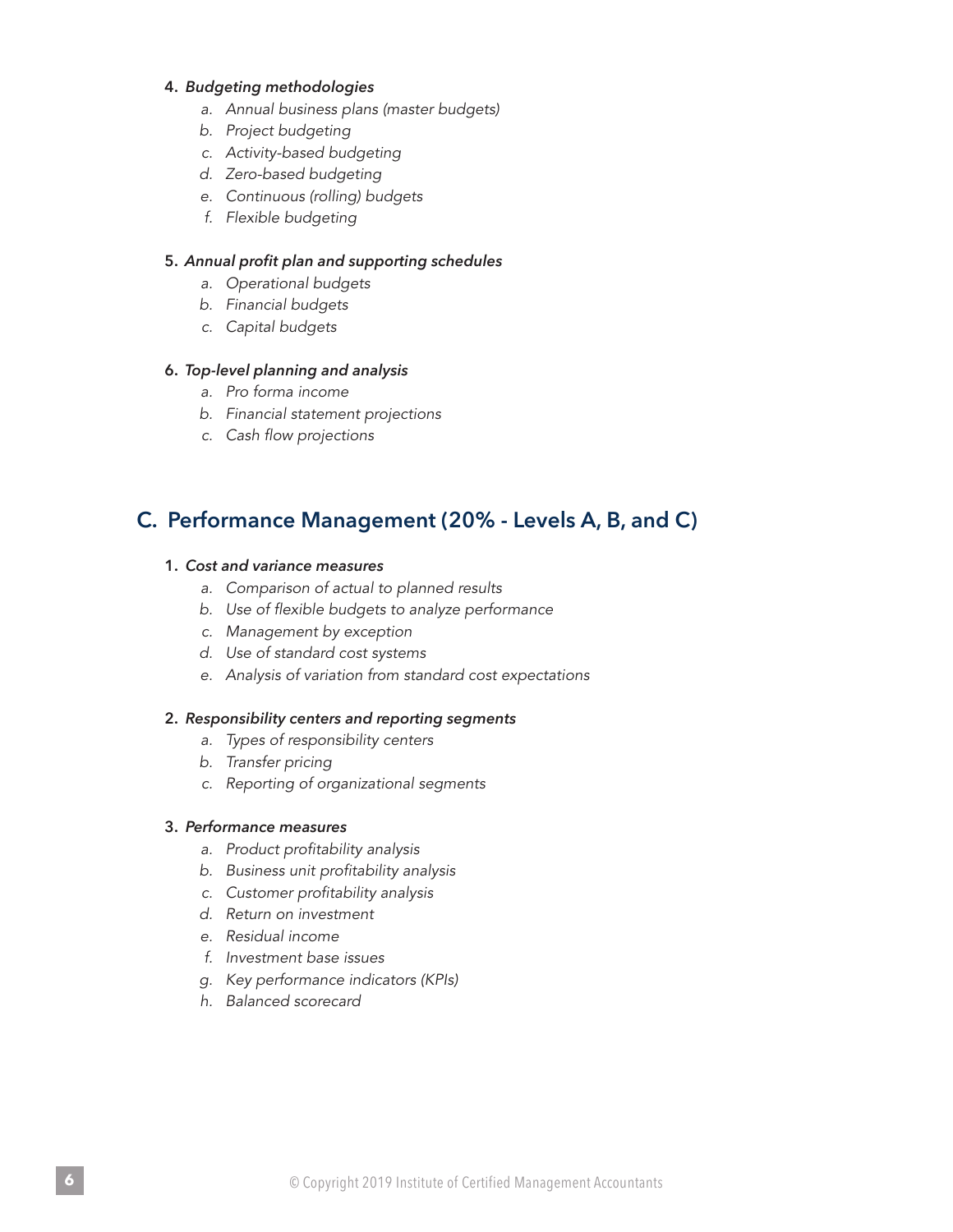4. ***Budgeting methodologies***
    a. *Annual business plans (master budgets)*
    b. *Project budgeting*
    c. *Activity-based budgeting*
    d. *Zero-based budgeting*
    e. *Continuous (rolling) budgets*
    f. *Flexible budgeting*

5. ***Annual profit plan and supporting schedules***
    a. *Operational budgets*
    b. *Financial budgets*
    c. *Capital budgets*

6. ***Top-level planning and analysis***
    a. *Pro forma income*
    b. *Financial statement projections*
    c. *Cash flow projections*

## C. Performance Management (20% - Levels A, B, and C)

1. ***Cost and variance measures***
    a. *Comparison of actual to planned results*
    b. *Use of flexible budgets to analyze performance*
    c. *Management by exception*
    d. *Use of standard cost systems*
    e. *Analysis of variation from standard cost expectations*

2. ***Responsibility centers and reporting segments***
    a. *Types of responsibility centers*
    b. *Transfer pricing*
    c. *Reporting of organizational segments*

3. ***Performance measures***
    a. *Product profitability analysis*
    b. *Business unit profitability analysis*
    c. *Customer profitability analysis*
    d. *Return on investment*
    e. *Residual income*
    f. *Investment base issues*
    g. *Key performance indicators (KPIs)*
    h. *Balanced scorecard*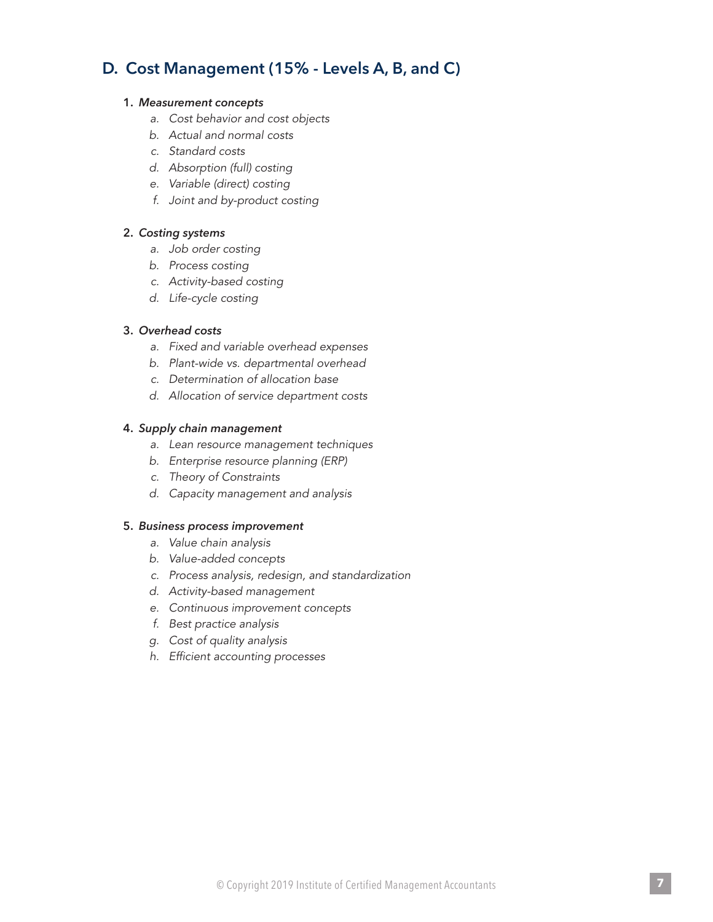## D. Cost Management (15% - Levels A, B, and C)

1. ***Measurement concepts***
    a. *Cost behavior and cost objects*
    b. *Actual and normal costs*
    c. *Standard costs*
    d. *Absorption (full) costing*
    e. *Variable (direct) costing*
    f. *Joint and by-product costing*

2. ***Costing systems***
    a. *Job order costing*
    b. *Process costing*
    c. *Activity-based costing*
    d. *Life-cycle costing*

3. ***Overhead costs***
    a. *Fixed and variable overhead expenses*
    b. *Plant-wide vs. departmental overhead*
    c. *Determination of allocation base*
    d. *Allocation of service department costs*

4. ***Supply chain management***
    a. *Lean resource management techniques*
    b. *Enterprise resource planning (ERP)*
    c. *Theory of Constraints*
    d. *Capacity management and analysis*

5. ***Business process improvement***
    a. *Value chain analysis*
    b. *Value-added concepts*
    c. *Process analysis, redesign, and standardization*
    d. *Activity-based management*
    e. *Continuous improvement concepts*
    f. *Best practice analysis*
    g. *Cost of quality analysis*
    h. *Efficient accounting processes*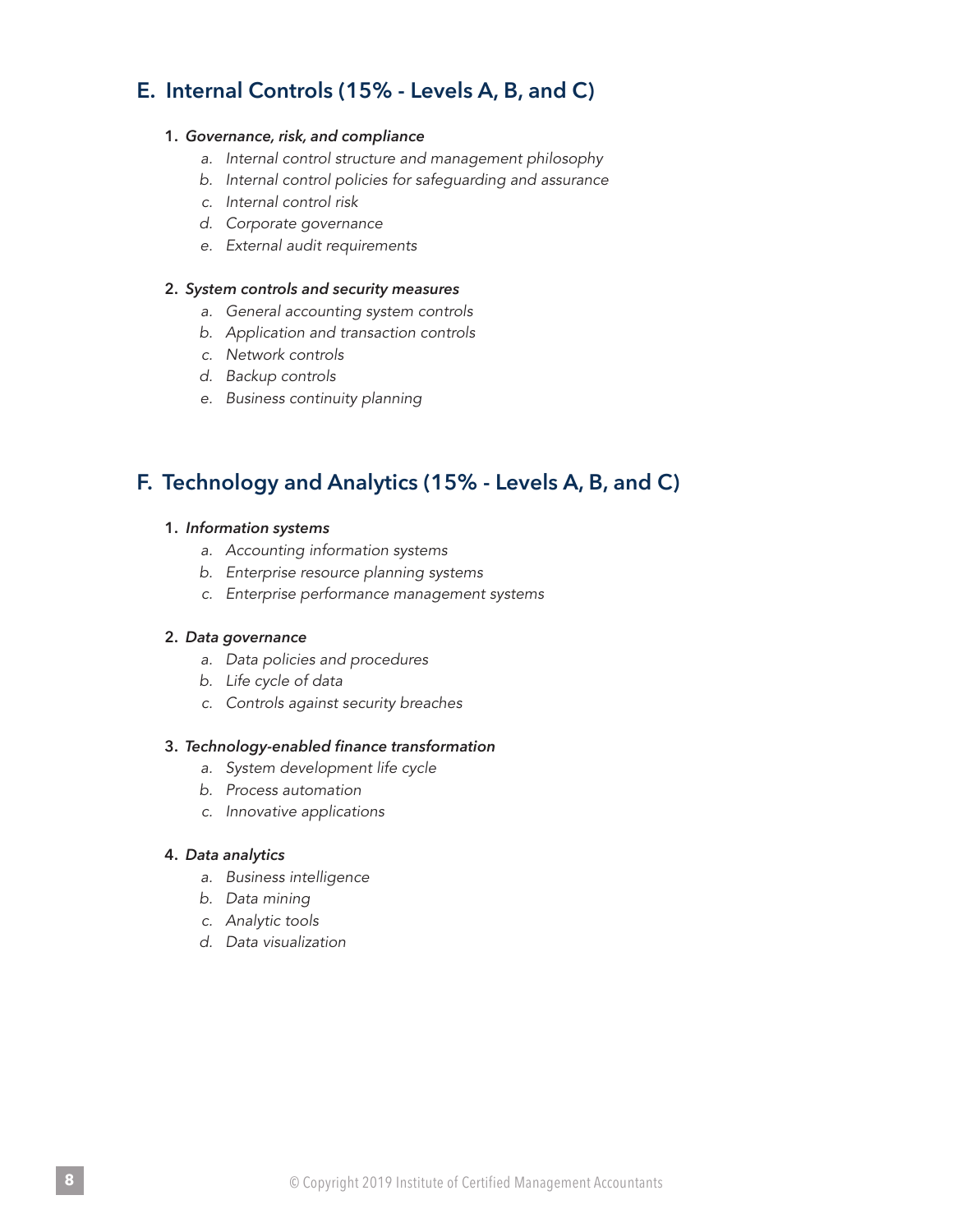## E. Internal Controls (15% - Levels A, B, and C)

1. ***Governance, risk, and compliance***
    - *a. Internal control structure and management philosophy*
    - *b. Internal control policies for safeguarding and assurance*
    - *c. Internal control risk*
    - *d. Corporate governance*
    - *e. External audit requirements*

2. ***System controls and security measures***
    - *a. General accounting system controls*
    - *b. Application and transaction controls*
    - *c. Network controls*
    - *d. Backup controls*
    - *e. Business continuity planning*

## F. Technology and Analytics (15% - Levels A, B, and C)

1. ***Information systems***
    - *a. Accounting information systems*
    - *b. Enterprise resource planning systems*
    - *c. Enterprise performance management systems*

2. ***Data governance***
    - *a. Data policies and procedures*
    - *b. Life cycle of data*
    - *c. Controls against security breaches*

3. ***Technology-enabled finance transformation***
    - *a. System development life cycle*
    - *b. Process automation*
    - *c. Innovative applications*

4. ***Data analytics***
    - *a. Business intelligence*
    - *b. Data mining*
    - *c. Analytic tools*
    - *d. Data visualization*

© Copyright 2019 Institute of Certified Management Accountants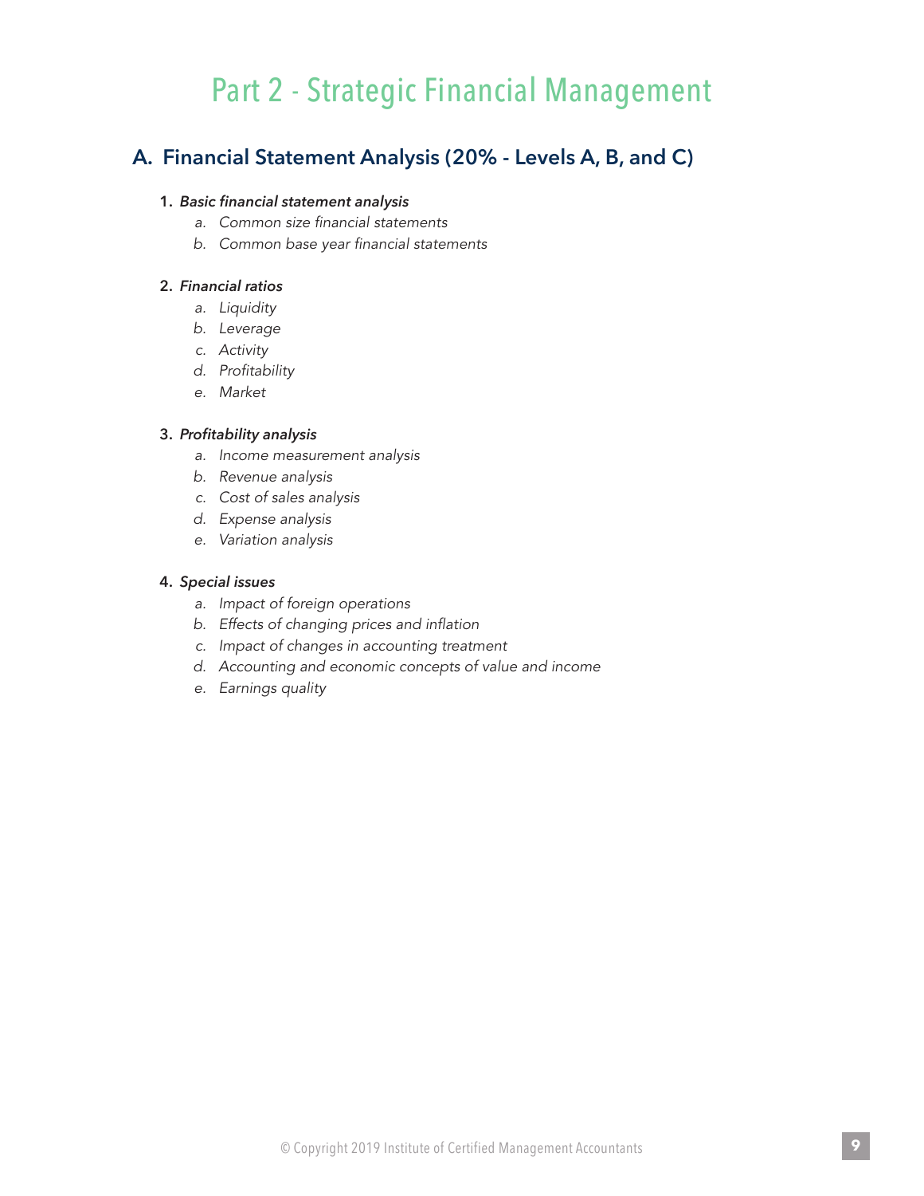# Part 2 - Strategic Financial Management

## A. Financial Statement Analysis (20% - Levels A, B, and C)

1. ***Basic financial statement analysis***
    a. *Common size financial statements*
    b. *Common base year financial statements*

2. ***Financial ratios***
    a. *Liquidity*
    b. *Leverage*
    c. *Activity*
    d. *Profitability*
    e. *Market*

3. ***Profitability analysis***
    a. *Income measurement analysis*
    b. *Revenue analysis*
    c. *Cost of sales analysis*
    d. *Expense analysis*
    e. *Variation analysis*

4. ***Special issues***
    a. *Impact of foreign operations*
    b. *Effects of changing prices and inflation*
    c. *Impact of changes in accounting treatment*
    d. *Accounting and economic concepts of value and income*
    e. *Earnings quality*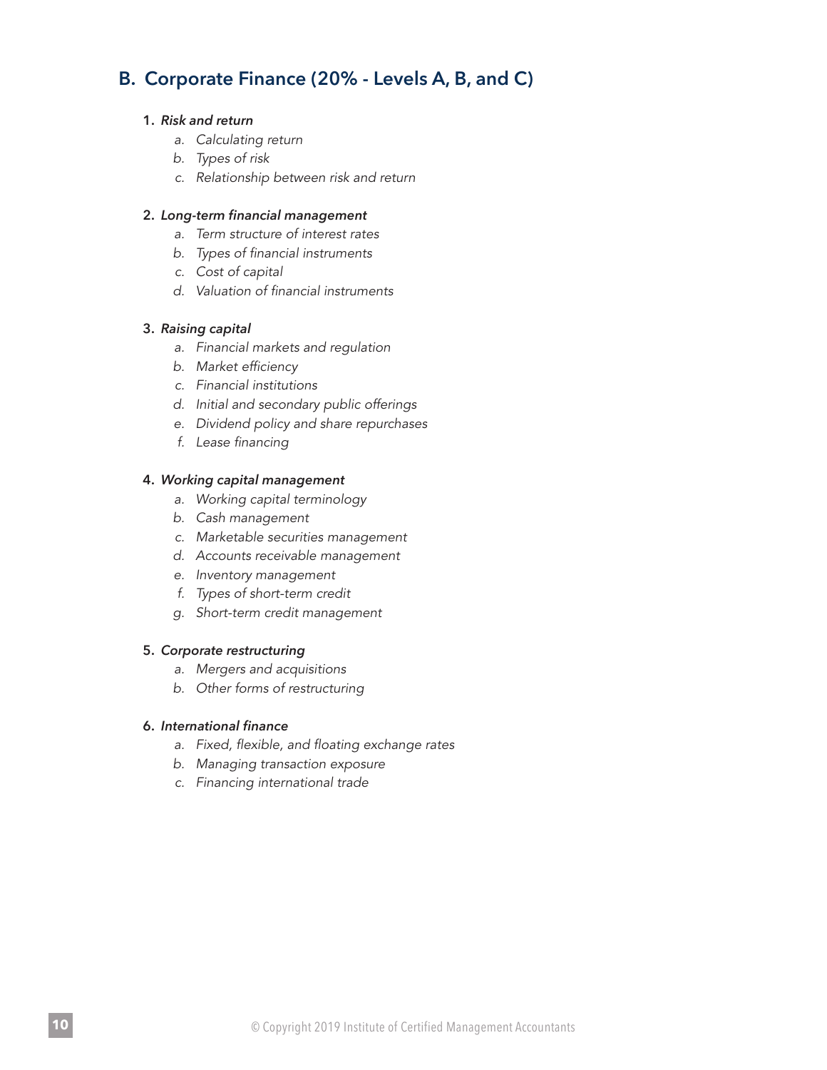## B. Corporate Finance (20% - Levels A, B, and C)

1. ***Risk and return***
   a. *Calculating return*
   b. *Types of risk*
   c. *Relationship between risk and return*

2. ***Long-term financial management***
   a. *Term structure of interest rates*
   b. *Types of financial instruments*
   c. *Cost of capital*
   d. *Valuation of financial instruments*

3. ***Raising capital***
   a. *Financial markets and regulation*
   b. *Market efficiency*
   c. *Financial institutions*
   d. *Initial and secondary public offerings*
   e. *Dividend policy and share repurchases*
   f. *Lease financing*

4. ***Working capital management***
   a. *Working capital terminology*
   b. *Cash management*
   c. *Marketable securities management*
   d. *Accounts receivable management*
   e. *Inventory management*
   f. *Types of short-term credit*
   g. *Short-term credit management*

5. ***Corporate restructuring***
   a. *Mergers and acquisitions*
   b. *Other forms of restructuring*

6. ***International finance***
   a. *Fixed, flexible, and floating exchange rates*
   b. *Managing transaction exposure*
   c. *Financing international trade*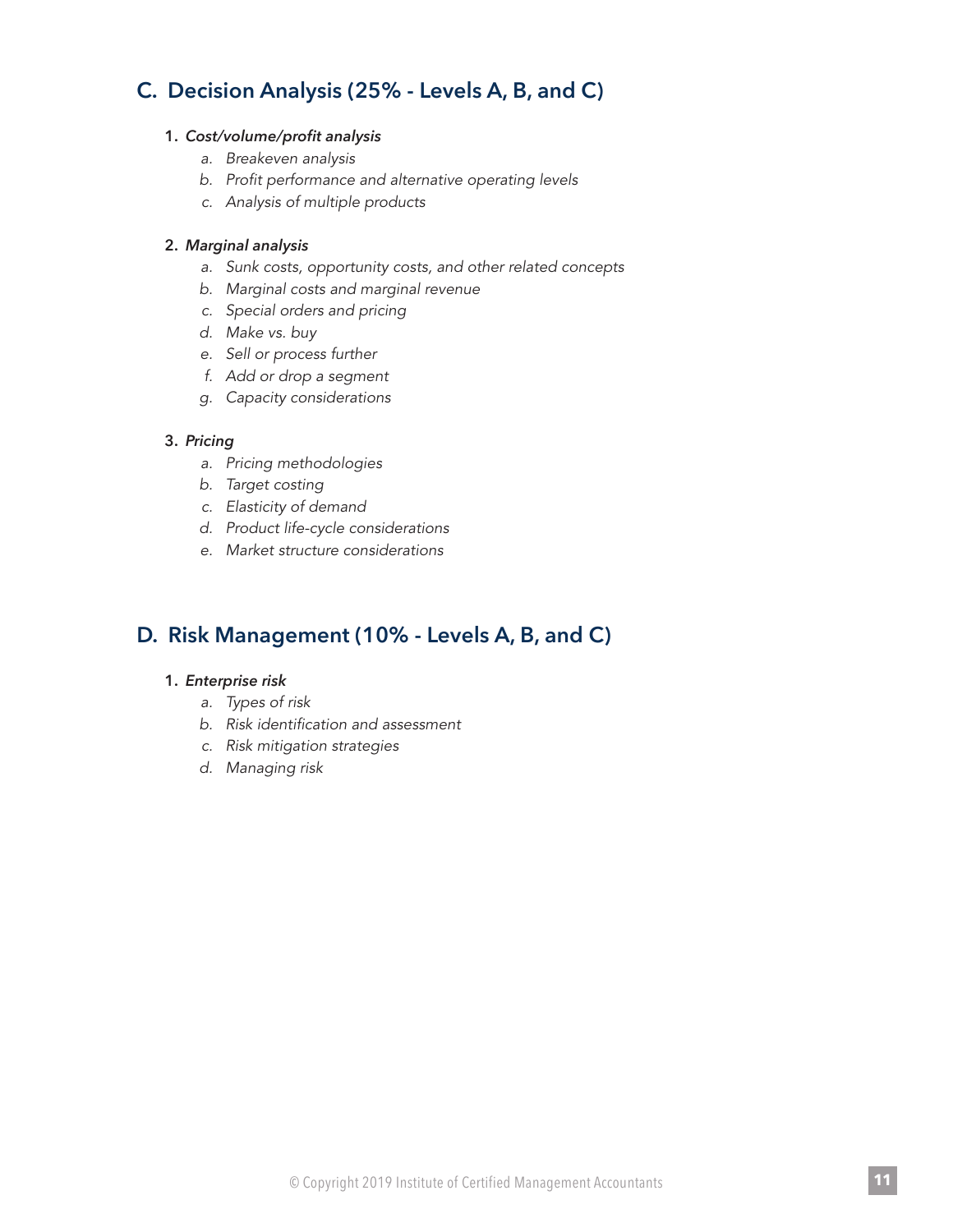## C. Decision Analysis (25% - Levels A, B, and C)

1. *Cost/volume/profit analysis*
   - a. *Breakeven analysis*
   - b. *Profit performance and alternative operating levels*
   - c. *Analysis of multiple products*

2. *Marginal analysis*
   - a. *Sunk costs, opportunity costs, and other related concepts*
   - b. *Marginal costs and marginal revenue*
   - c. *Special orders and pricing*
   - d. *Make vs. buy*
   - e. *Sell or process further*
   - f. *Add or drop a segment*
   - g. *Capacity considerations*

3. *Pricing*
   - a. *Pricing methodologies*
   - b. *Target costing*
   - c. *Elasticity of demand*
   - d. *Product life-cycle considerations*
   - e. *Market structure considerations*

## D. Risk Management (10% - Levels A, B, and C)

1. *Enterprise risk*
   - a. *Types of risk*
   - b. *Risk identification and assessment*
   - c. *Risk mitigation strategies*
   - d. *Managing risk*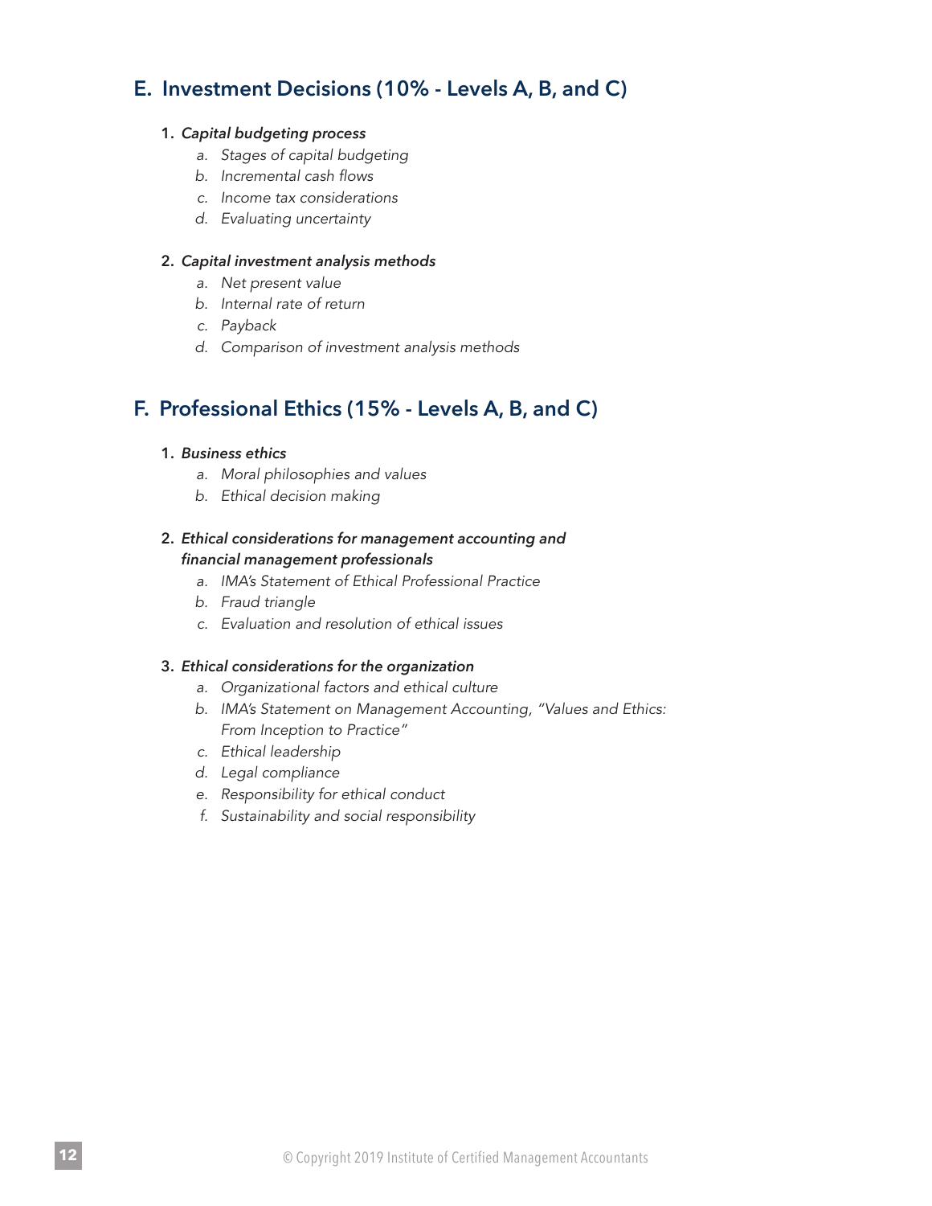## E. Investment Decisions (10% - Levels A, B, and C)

1. *Capital budgeting process*
    - a. *Stages of capital budgeting*
    - b. *Incremental cash flows*
    - c. *Income tax considerations*
    - d. *Evaluating uncertainty*

2. *Capital investment analysis methods*
    - a. *Net present value*
    - b. *Internal rate of return*
    - c. *Payback*
    - d. *Comparison of investment analysis methods*

## F. Professional Ethics (15% - Levels A, B, and C)

1. *Business ethics*
    - a. *Moral philosophies and values*
    - b. *Ethical decision making*

2. *Ethical considerations for management accounting and financial management professionals*
    - a. *IMA's Statement of Ethical Professional Practice*
    - b. *Fraud triangle*
    - c. *Evaluation and resolution of ethical issues*

3. *Ethical considerations for the organization*
    - a. *Organizational factors and ethical culture*
    - b. *IMA's Statement on Management Accounting, "Values and Ethics: From Inception to Practice"*
    - c. *Ethical leadership*
    - d. *Legal compliance*
    - e. *Responsibility for ethical conduct*
    - f. *Sustainability and social responsibility*

© Copyright 2019 Institute of Certified Management Accountants